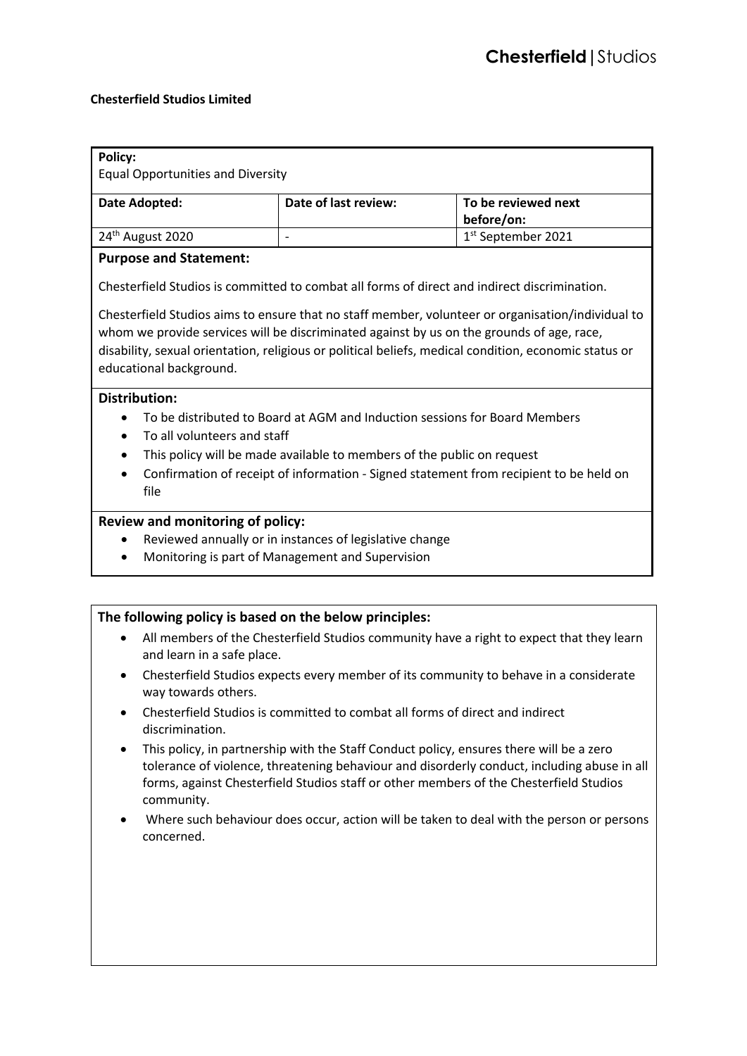**Chesterfield Studios Limited**

| **Policy:**<br>Equal Opportunities and Diversity | | |
|---|---|---|
| **Date Adopted:** | **Date of last review:** | **To be reviewed next before/on:** |
| 24th August 2020 | - | 1st September 2021 |

### Purpose and Statement:

Chesterfield Studios is committed to combat all forms of direct and indirect discrimination.

Chesterfield Studios aims to ensure that no staff member, volunteer or organisation/individual to whom we provide services will be discriminated against by us on the grounds of age, race, disability, sexual orientation, religious or political beliefs, medical condition, economic status or educational background.

### Distribution:

- To be distributed to Board at AGM and Induction sessions for Board Members
- To all volunteers and staff
- This policy will be made available to members of the public on request
- Confirmation of receipt of information - Signed statement from recipient to be held on file

### Review and monitoring of policy:

- Reviewed annually or in instances of legislative change
- Monitoring is part of Management and Supervision

### The following policy is based on the below principles:

- All members of the Chesterfield Studios community have a right to expect that they learn and learn in a safe place.
- Chesterfield Studios expects every member of its community to behave in a considerate way towards others.
- Chesterfield Studios is committed to combat all forms of direct and indirect discrimination.
- This policy, in partnership with the Staff Conduct policy, ensures there will be a zero tolerance of violence, threatening behaviour and disorderly conduct, including abuse in all forms, against Chesterfield Studios staff or other members of the Chesterfield Studios community.
- Where such behaviour does occur, action will be taken to deal with the person or persons concerned.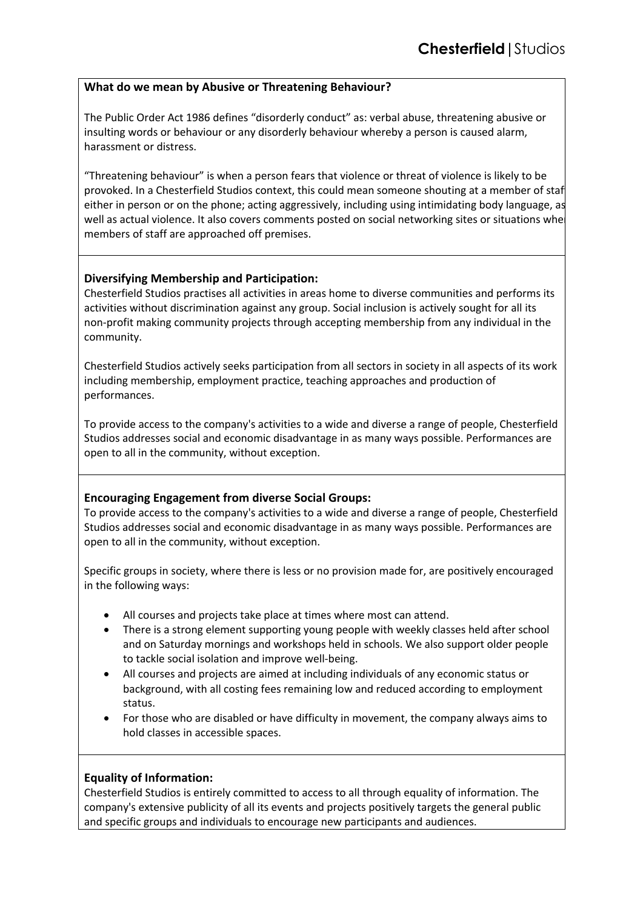**What do we mean by Abusive or Threatening Behaviour?**

The Public Order Act 1986 defines "disorderly conduct" as: verbal abuse, threatening abusive or insulting words or behaviour or any disorderly behaviour whereby a person is caused alarm, harassment or distress.

"Threatening behaviour" is when a person fears that violence or threat of violence is likely to be provoked. In a Chesterfield Studios context, this could mean someone shouting at a member of staff either in person or on the phone; acting aggressively, including using intimidating body language, as well as actual violence. It also covers comments posted on social networking sites or situations where members of staff are approached off premises.

**Diversifying Membership and Participation:**

Chesterfield Studios practises all activities in areas home to diverse communities and performs its activities without discrimination against any group. Social inclusion is actively sought for all its non-profit making community projects through accepting membership from any individual in the community.

Chesterfield Studios actively seeks participation from all sectors in society in all aspects of its work including membership, employment practice, teaching approaches and production of performances.

To provide access to the company's activities to a wide and diverse a range of people, Chesterfield Studios addresses social and economic disadvantage in as many ways possible. Performances are open to all in the community, without exception.

**Encouraging Engagement from diverse Social Groups:**

To provide access to the company's activities to a wide and diverse a range of people, Chesterfield Studios addresses social and economic disadvantage in as many ways possible. Performances are open to all in the community, without exception.

Specific groups in society, where there is less or no provision made for, are positively encouraged in the following ways:

- All courses and projects take place at times where most can attend.
- There is a strong element supporting young people with weekly classes held after school and on Saturday mornings and workshops held in schools. We also support older people to tackle social isolation and improve well-being.
- All courses and projects are aimed at including individuals of any economic status or background, with all costing fees remaining low and reduced according to employment status.
- For those who are disabled or have difficulty in movement, the company always aims to hold classes in accessible spaces.

**Equality of Information:**

Chesterfield Studios is entirely committed to access to all through equality of information. The company's extensive publicity of all its events and projects positively targets the general public and specific groups and individuals to encourage new participants and audiences.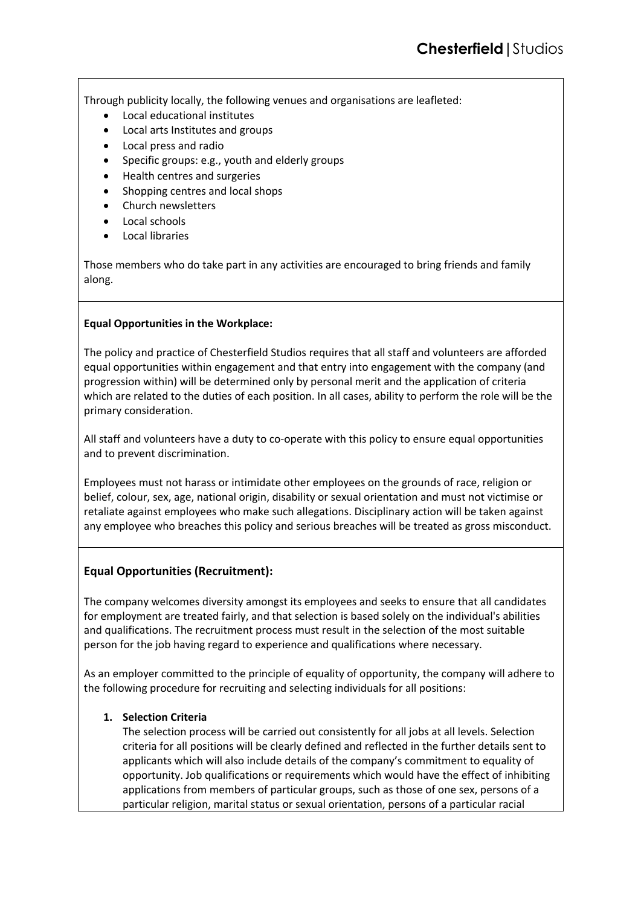Through publicity locally, the following venues and organisations are leafleted:

- Local educational institutes
- Local arts Institutes and groups
- Local press and radio
- Specific groups: e.g., youth and elderly groups
- Health centres and surgeries
- Shopping centres and local shops
- Church newsletters
- Local schools
- Local libraries

Those members who do take part in any activities are encouraged to bring friends and family along.

**Equal Opportunities in the Workplace:**

The policy and practice of Chesterfield Studios requires that all staff and volunteers are afforded equal opportunities within engagement and that entry into engagement with the company (and progression within) will be determined only by personal merit and the application of criteria which are related to the duties of each position. In all cases, ability to perform the role will be the primary consideration.

All staff and volunteers have a duty to co-operate with this policy to ensure equal opportunities and to prevent discrimination.

Employees must not harass or intimidate other employees on the grounds of race, religion or belief, colour, sex, age, national origin, disability or sexual orientation and must not victimise or retaliate against employees who make such allegations. Disciplinary action will be taken against any employee who breaches this policy and serious breaches will be treated as gross misconduct.

## Equal Opportunities (Recruitment):

The company welcomes diversity amongst its employees and seeks to ensure that all candidates for employment are treated fairly, and that selection is based solely on the individual's abilities and qualifications. The recruitment process must result in the selection of the most suitable person for the job having regard to experience and qualifications where necessary.

As an employer committed to the principle of equality of opportunity, the company will adhere to the following procedure for recruiting and selecting individuals for all positions:

1. **Selection Criteria**
   The selection process will be carried out consistently for all jobs at all levels. Selection criteria for all positions will be clearly defined and reflected in the further details sent to applicants which will also include details of the company's commitment to equality of opportunity. Job qualifications or requirements which would have the effect of inhibiting applications from members of particular groups, such as those of one sex, persons of a particular religion, marital status or sexual orientation, persons of a particular racial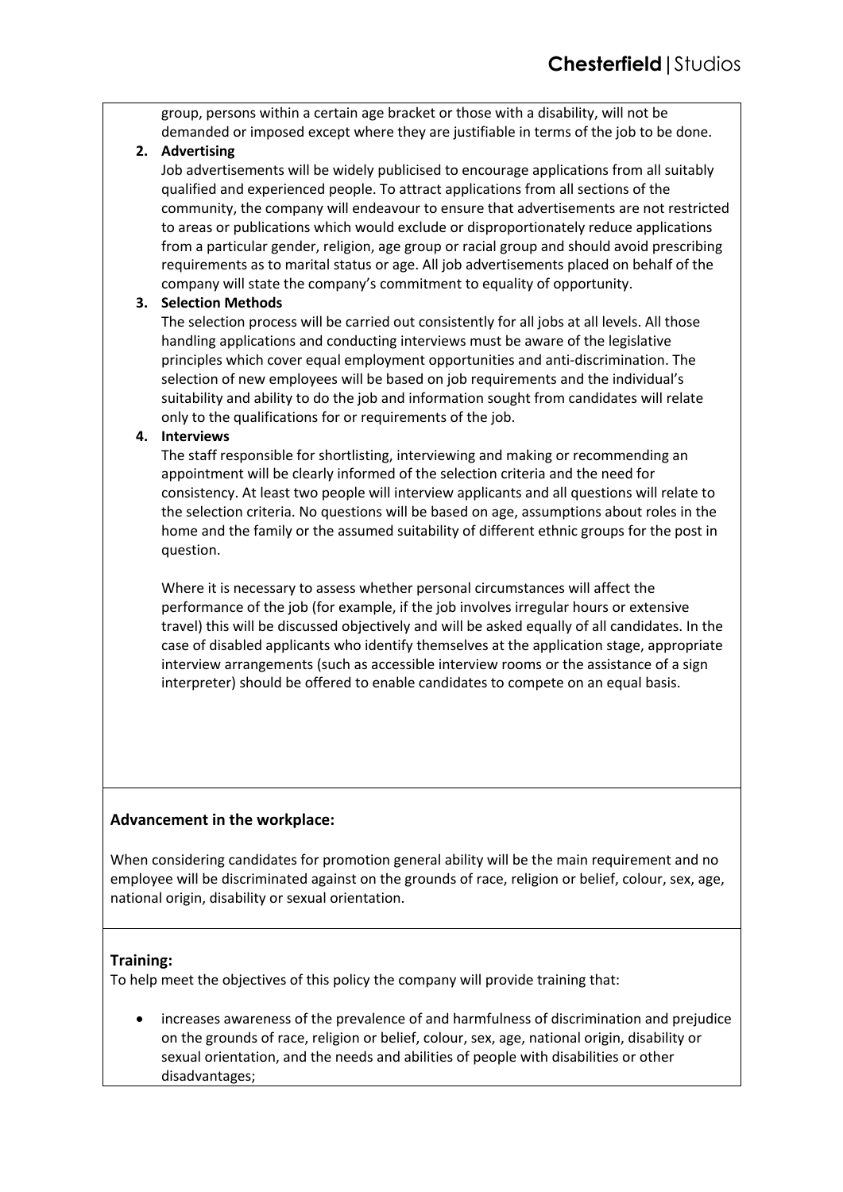group, persons within a certain age bracket or those with a disability, will not be demanded or imposed except where they are justifiable in terms of the job to be done.

2. **Advertising**

   Job advertisements will be widely publicised to encourage applications from all suitably qualified and experienced people. To attract applications from all sections of the community, the company will endeavour to ensure that advertisements are not restricted to areas or publications which would exclude or disproportionately reduce applications from a particular gender, religion, age group or racial group and should avoid prescribing requirements as to marital status or age. All job advertisements placed on behalf of the company will state the company's commitment to equality of opportunity.

3. **Selection Methods**

   The selection process will be carried out consistently for all jobs at all levels. All those handling applications and conducting interviews must be aware of the legislative principles which cover equal employment opportunities and anti-discrimination. The selection of new employees will be based on job requirements and the individual's suitability and ability to do the job and information sought from candidates will relate only to the qualifications for or requirements of the job.

4. **Interviews**

   The staff responsible for shortlisting, interviewing and making or recommending an appointment will be clearly informed of the selection criteria and the need for consistency. At least two people will interview applicants and all questions will relate to the selection criteria. No questions will be based on age, assumptions about roles in the home and the family or the assumed suitability of different ethnic groups for the post in question.

   Where it is necessary to assess whether personal circumstances will affect the performance of the job (for example, if the job involves irregular hours or extensive travel) this will be discussed objectively and will be asked equally of all candidates. In the case of disabled applicants who identify themselves at the application stage, appropriate interview arrangements (such as accessible interview rooms or the assistance of a sign interpreter) should be offered to enable candidates to compete on an equal basis.

**Advancement in the workplace:**

When considering candidates for promotion general ability will be the main requirement and no employee will be discriminated against on the grounds of race, religion or belief, colour, sex, age, national origin, disability or sexual orientation.

**Training:**

To help meet the objectives of this policy the company will provide training that:

- increases awareness of the prevalence of and harmfulness of discrimination and prejudice on the grounds of race, religion or belief, colour, sex, age, national origin, disability or sexual orientation, and the needs and abilities of people with disabilities or other disadvantages;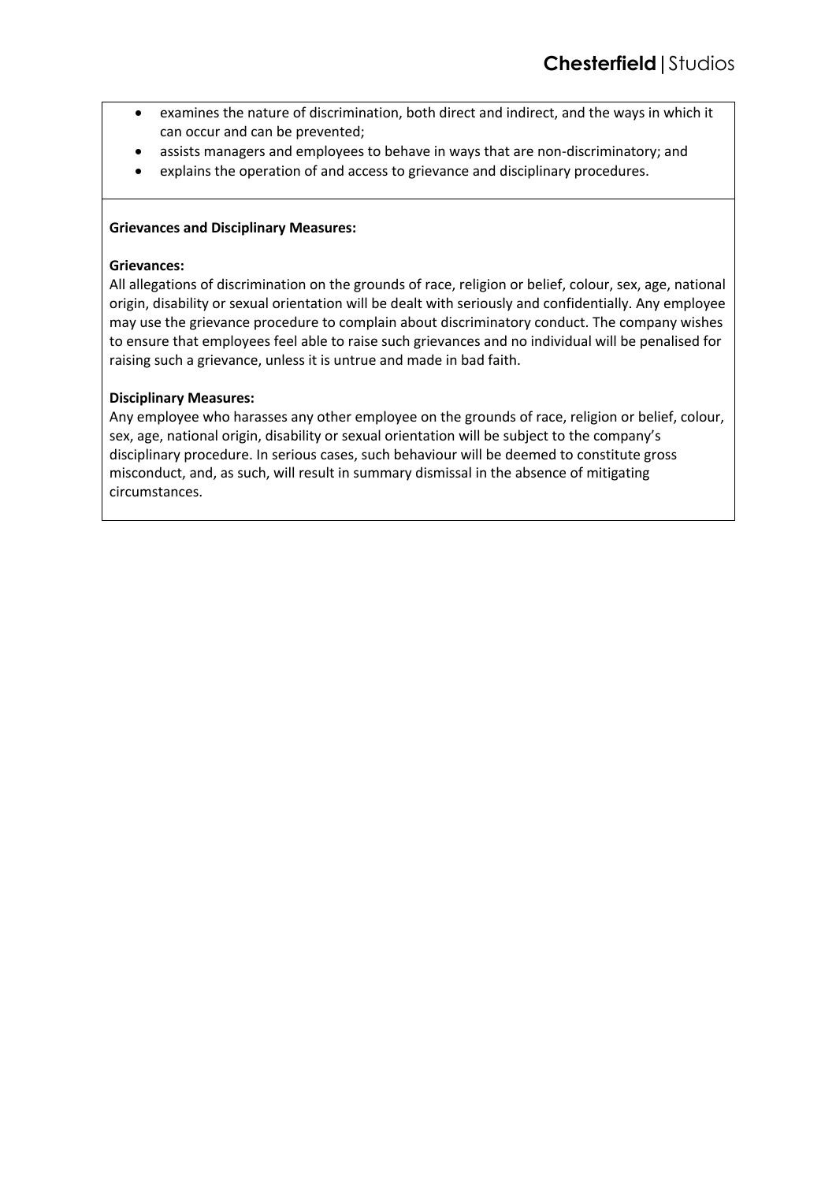- examines the nature of discrimination, both direct and indirect, and the ways in which it can occur and can be prevented;
- assists managers and employees to behave in ways that are non-discriminatory; and
- explains the operation of and access to grievance and disciplinary procedures.

**Grievances and Disciplinary Measures:**

**Grievances:**

All allegations of discrimination on the grounds of race, religion or belief, colour, sex, age, national origin, disability or sexual orientation will be dealt with seriously and confidentially. Any employee may use the grievance procedure to complain about discriminatory conduct. The company wishes to ensure that employees feel able to raise such grievances and no individual will be penalised for raising such a grievance, unless it is untrue and made in bad faith.

**Disciplinary Measures:**

Any employee who harasses any other employee on the grounds of race, religion or belief, colour, sex, age, national origin, disability or sexual orientation will be subject to the company's disciplinary procedure. In serious cases, such behaviour will be deemed to constitute gross misconduct, and, as such, will result in summary dismissal in the absence of mitigating circumstances.